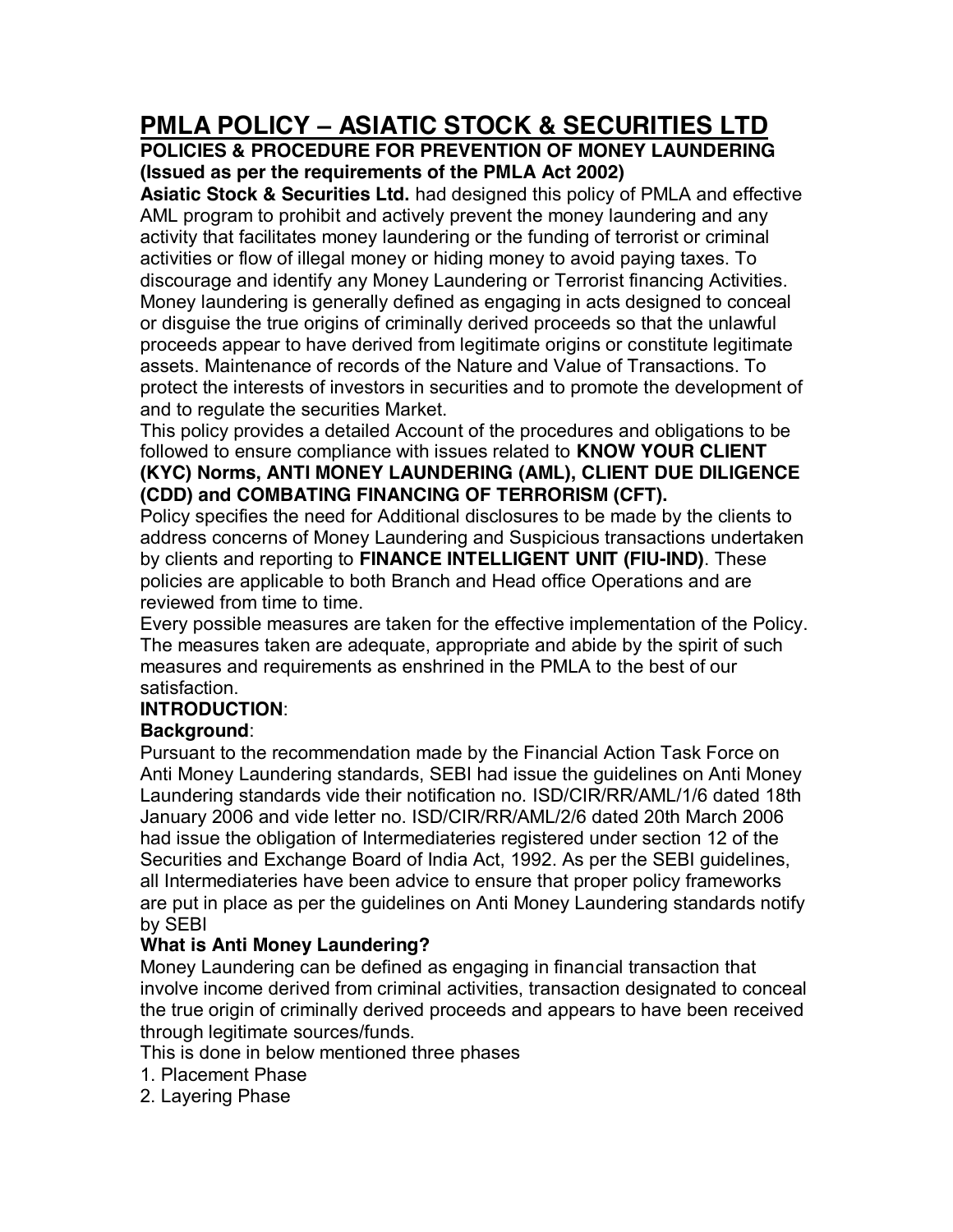# PMLA POLICY – ASIATIC STOCK & SECURITIES LTD

**POLICIES & PROCEDURE FOR PREVENTION OF MONEY LAUNDERING (Issued as per the requirements of the PMLA Act 2002)**

**Asiatic Stock & Securities Ltd.** had designed this policy of PMLA and effective AML program to prohibit and actively prevent the money laundering and any activity that facilitates money laundering or the funding of terrorist or criminal activities or flow of illegal money or hiding money to avoid paying taxes. To discourage and identify any Money Laundering or Terrorist financing Activities. Money laundering is generally defined as engaging in acts designed to conceal or disguise the true origins of criminally derived proceeds so that the unlawful proceeds appear to have derived from legitimate origins or constitute legitimate assets. Maintenance of records of the Nature and Value of Transactions. To protect the interests of investors in securities and to promote the development of and to regulate the securities Market.

This policy provides a detailed Account of the procedures and obligations to be followed to ensure compliance with issues related to **KNOW YOUR CLIENT (KYC) Norms, ANTI MONEY LAUNDERING (AML), CLIENT DUE DILIGENCE (CDD) and COMBATING FINANCING OF TERRORISM (CFT).**

Policy specifies the need for Additional disclosures to be made by the clients to address concerns of Money Laundering and Suspicious transactions undertaken by clients and reporting to **FINANCE INTELLIGENT UNIT (FIU-IND)**. These policies are applicable to both Branch and Head office Operations and are reviewed from time to time.

Every possible measures are taken for the effective implementation of the Policy. The measures taken are adequate, appropriate and abide by the spirit of such measures and requirements as enshrined in the PMLA to the best of our satisfaction.

**INTRODUCTION**:

**Background**:

Pursuant to the recommendation made by the Financial Action Task Force on Anti Money Laundering standards, SEBI had issue the guidelines on Anti Money Laundering standards vide their notification no. ISD/CIR/RR/AML/1/6 dated 18th January 2006 and vide letter no. ISD/CIR/RR/AML/2/6 dated 20th March 2006 had issue the obligation of Intermediateries registered under section 12 of the Securities and Exchange Board of India Act, 1992. As per the SEBI guidelines, all Intermediateries have been advice to ensure that proper policy frameworks are put in place as per the guidelines on Anti Money Laundering standards notify by SEBI

**What is Anti Money Laundering?**

Money Laundering can be defined as engaging in financial transaction that involve income derived from criminal activities, transaction designated to conceal the true origin of criminally derived proceeds and appears to have been received through legitimate sources/funds.

This is done in below mentioned three phases

1. Placement Phase
2. Layering Phase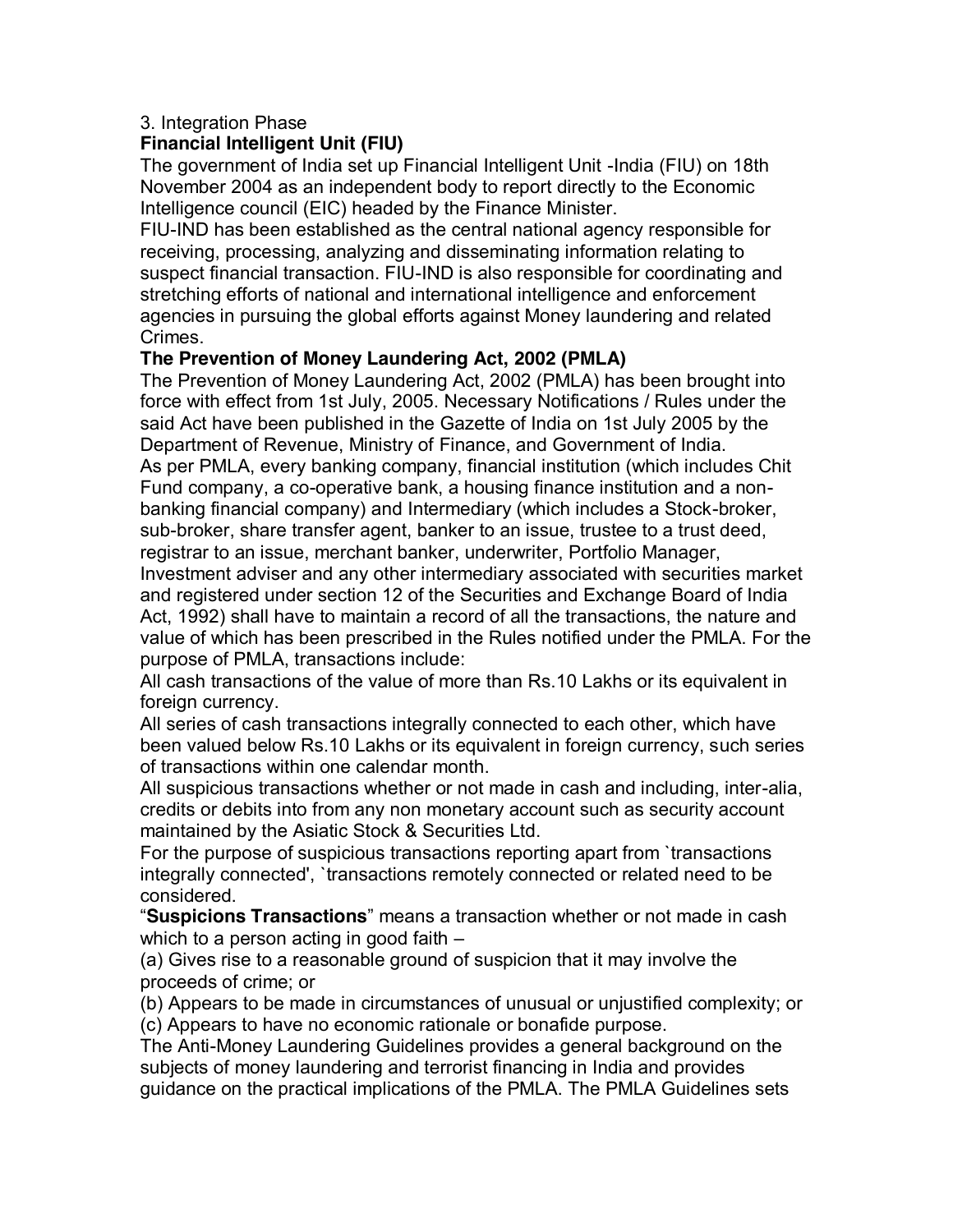3. Integration Phase

**Financial Intelligent Unit (FIU)**

The government of India set up Financial Intelligent Unit -India (FIU) on 18th November 2004 as an independent body to report directly to the Economic Intelligence council (EIC) headed by the Finance Minister.

FIU-IND has been established as the central national agency responsible for receiving, processing, analyzing and disseminating information relating to suspect financial transaction. FIU-IND is also responsible for coordinating and stretching efforts of national and international intelligence and enforcement agencies in pursuing the global efforts against Money laundering and related Crimes.

**The Prevention of Money Laundering Act, 2002 (PMLA)**

The Prevention of Money Laundering Act, 2002 (PMLA) has been brought into force with effect from 1st July, 2005. Necessary Notifications / Rules under the said Act have been published in the Gazette of India on 1st July 2005 by the Department of Revenue, Ministry of Finance, and Government of India.

As per PMLA, every banking company, financial institution (which includes Chit Fund company, a co-operative bank, a housing finance institution and a non-banking financial company) and Intermediary (which includes a Stock-broker, sub-broker, share transfer agent, banker to an issue, trustee to a trust deed, registrar to an issue, merchant banker, underwriter, Portfolio Manager, Investment adviser and any other intermediary associated with securities market and registered under section 12 of the Securities and Exchange Board of India Act, 1992) shall have to maintain a record of all the transactions, the nature and value of which has been prescribed in the Rules notified under the PMLA. For the purpose of PMLA, transactions include:

All cash transactions of the value of more than Rs.10 Lakhs or its equivalent in foreign currency.

All series of cash transactions integrally connected to each other, which have been valued below Rs.10 Lakhs or its equivalent in foreign currency, such series of transactions within one calendar month.

All suspicious transactions whether or not made in cash and including, inter-alia, credits or debits into from any non monetary account such as security account maintained by the Asiatic Stock & Securities Ltd.

For the purpose of suspicious transactions reporting apart from `transactions integrally connected', `transactions remotely connected or related need to be considered.

"**Suspicions Transactions**" means a transaction whether or not made in cash which to a person acting in good faith –

(a) Gives rise to a reasonable ground of suspicion that it may involve the proceeds of crime; or

(b) Appears to be made in circumstances of unusual or unjustified complexity; or

(c) Appears to have no economic rationale or bonafide purpose.

The Anti-Money Laundering Guidelines provides a general background on the subjects of money laundering and terrorist financing in India and provides guidance on the practical implications of the PMLA. The PMLA Guidelines sets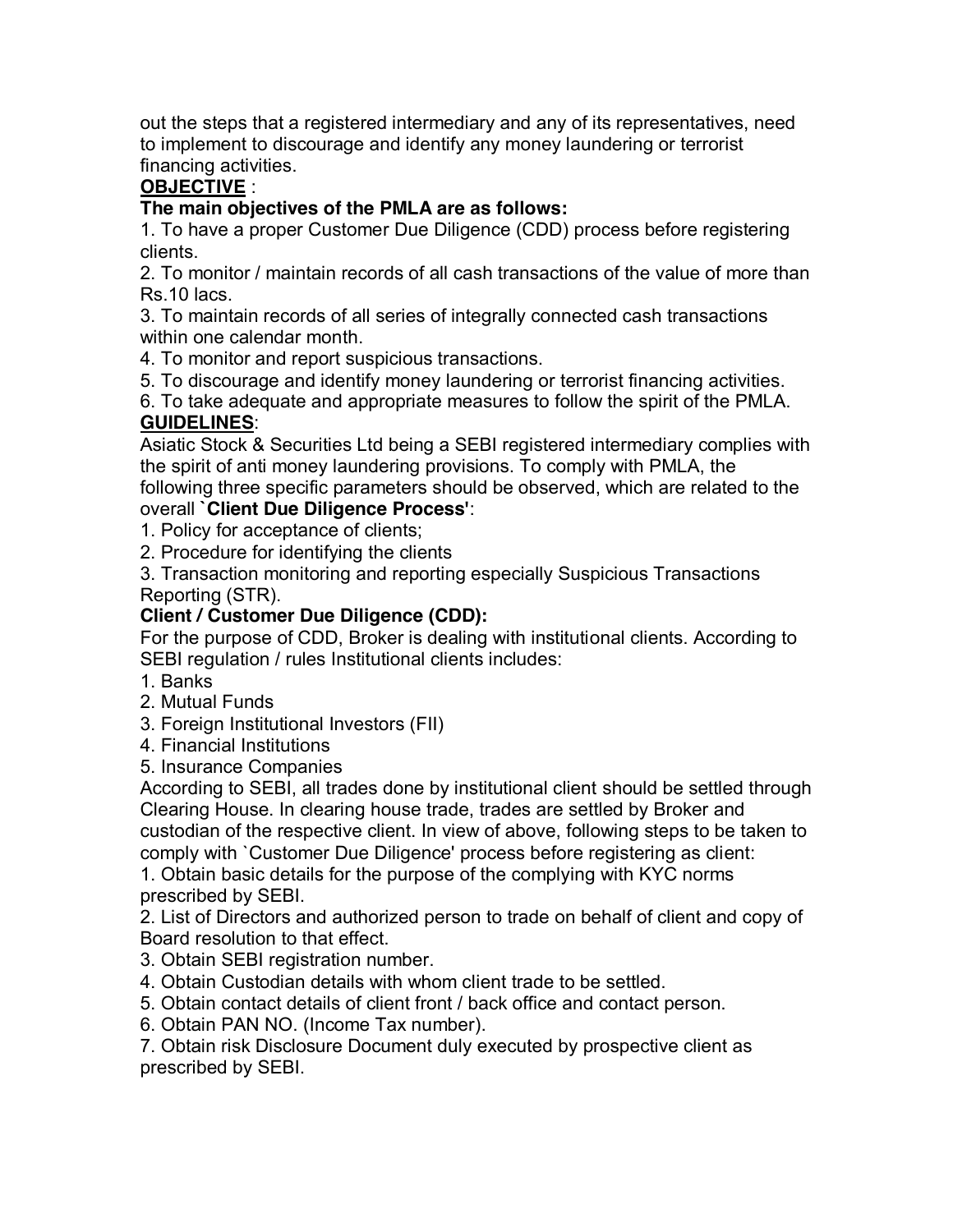out the steps that a registered intermediary and any of its representatives, need to implement to discourage and identify any money laundering or terrorist financing activities.

**OBJECTIVE** :

**The main objectives of the PMLA are as follows:**

1. To have a proper Customer Due Diligence (CDD) process before registering clients.
2. To monitor / maintain records of all cash transactions of the value of more than Rs.10 lacs.
3. To maintain records of all series of integrally connected cash transactions within one calendar month.
4. To monitor and report suspicious transactions.
5. To discourage and identify money laundering or terrorist financing activities.
6. To take adequate and appropriate measures to follow the spirit of the PMLA.

**GUIDELINES**:

Asiatic Stock & Securities Ltd being a SEBI registered intermediary complies with the spirit of anti money laundering provisions. To comply with PMLA, the following three specific parameters should be observed, which are related to the overall **`Client Due Diligence Process'**:

1. Policy for acceptance of clients;
2. Procedure for identifying the clients
3. Transaction monitoring and reporting especially Suspicious Transactions Reporting (STR).

**Client / Customer Due Diligence (CDD):**

For the purpose of CDD, Broker is dealing with institutional clients. According to SEBI regulation / rules Institutional clients includes:

1. Banks
2. Mutual Funds
3. Foreign Institutional Investors (FII)
4. Financial Institutions
5. Insurance Companies

According to SEBI, all trades done by institutional client should be settled through Clearing House. In clearing house trade, trades are settled by Broker and custodian of the respective client. In view of above, following steps to be taken to comply with `Customer Due Diligence' process before registering as client:

1. Obtain basic details for the purpose of the complying with KYC norms prescribed by SEBI.
2. List of Directors and authorized person to trade on behalf of client and copy of Board resolution to that effect.
3. Obtain SEBI registration number.
4. Obtain Custodian details with whom client trade to be settled.
5. Obtain contact details of client front / back office and contact person.
6. Obtain PAN NO. (Income Tax number).
7. Obtain risk Disclosure Document duly executed by prospective client as prescribed by SEBI.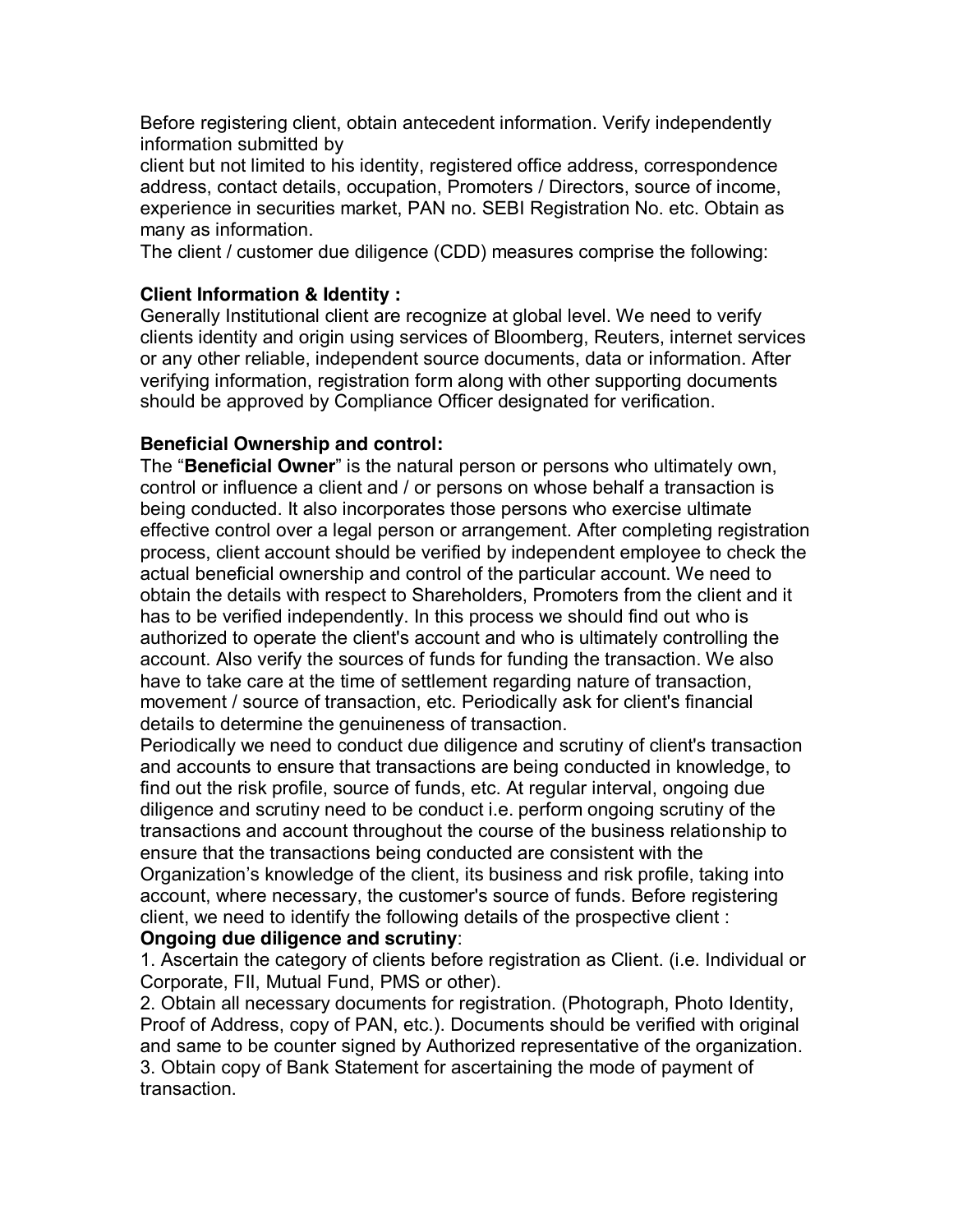Before registering client, obtain antecedent information. Verify independently information submitted by
client but not limited to his identity, registered office address, correspondence address, contact details, occupation, Promoters / Directors, source of income, experience in securities market, PAN no. SEBI Registration No. etc. Obtain as many as information.
The client / customer due diligence (CDD) measures comprise the following:

**Client Information & Identity :**
Generally Institutional client are recognize at global level. We need to verify clients identity and origin using services of Bloomberg, Reuters, internet services or any other reliable, independent source documents, data or information. After verifying information, registration form along with other supporting documents should be approved by Compliance Officer designated for verification.

**Beneficial Ownership and control:**
The "**Beneficial Owner**" is the natural person or persons who ultimately own, control or influence a client and / or persons on whose behalf a transaction is being conducted. It also incorporates those persons who exercise ultimate effective control over a legal person or arrangement. After completing registration process, client account should be verified by independent employee to check the actual beneficial ownership and control of the particular account. We need to obtain the details with respect to Shareholders, Promoters from the client and it has to be verified independently. In this process we should find out who is authorized to operate the client's account and who is ultimately controlling the account. Also verify the sources of funds for funding the transaction. We also have to take care at the time of settlement regarding nature of transaction, movement / source of transaction, etc. Periodically ask for client's financial details to determine the genuineness of transaction.
Periodically we need to conduct due diligence and scrutiny of client's transaction and accounts to ensure that transactions are being conducted in knowledge, to find out the risk profile, source of funds, etc. At regular interval, ongoing due diligence and scrutiny need to be conduct i.e. perform ongoing scrutiny of the transactions and account throughout the course of the business relationship to ensure that the transactions being conducted are consistent with the Organization's knowledge of the client, its business and risk profile, taking into account, where necessary, the customer's source of funds. Before registering client, we need to identify the following details of the prospective client :
**Ongoing due diligence and scrutiny**:
1. Ascertain the category of clients before registration as Client. (i.e. Individual or Corporate, FII, Mutual Fund, PMS or other).
2. Obtain all necessary documents for registration. (Photograph, Photo Identity, Proof of Address, copy of PAN, etc.). Documents should be verified with original and same to be counter signed by Authorized representative of the organization.
3. Obtain copy of Bank Statement for ascertaining the mode of payment of transaction.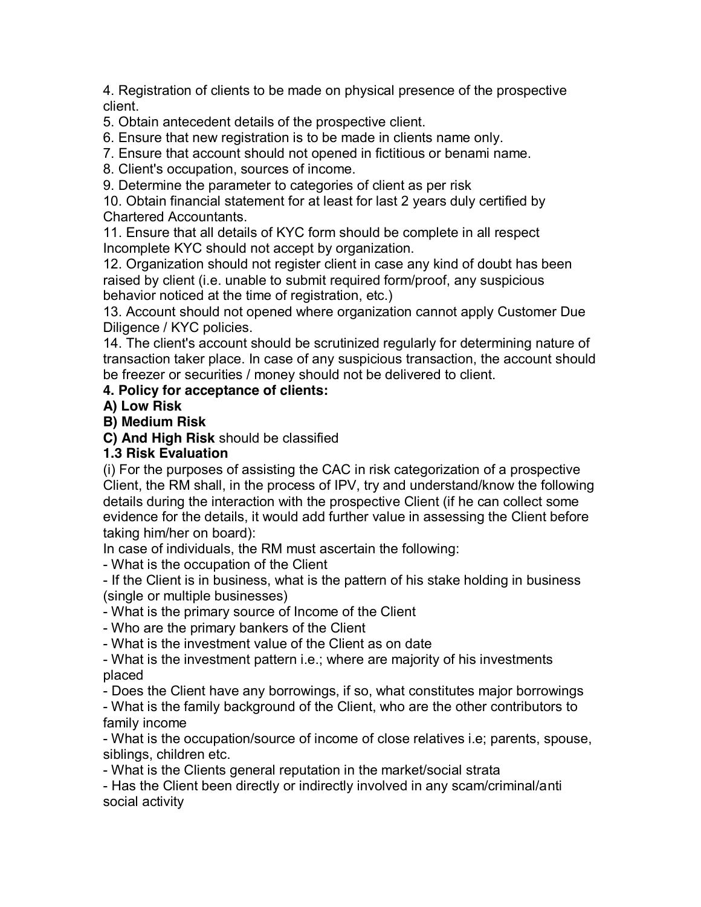4. Registration of clients to be made on physical presence of the prospective client.
5. Obtain antecedent details of the prospective client.
6. Ensure that new registration is to be made in clients name only.
7. Ensure that account should not opened in fictitious or benami name.
8. Client's occupation, sources of income.
9. Determine the parameter to categories of client as per risk
10. Obtain financial statement for at least for last 2 years duly certified by Chartered Accountants.
11. Ensure that all details of KYC form should be complete in all respect Incomplete KYC should not accept by organization.
12. Organization should not register client in case any kind of doubt has been raised by client (i.e. unable to submit required form/proof, any suspicious behavior noticed at the time of registration, etc.)
13. Account should not opened where organization cannot apply Customer Due Diligence / KYC policies.
14. The client's account should be scrutinized regularly for determining nature of transaction taker place. In case of any suspicious transaction, the account should be freezer or securities / money should not be delivered to client.

**4. Policy for acceptance of clients:**

**A) Low Risk**

**B) Medium Risk**

**C) And High Risk** should be classified

**1.3 Risk Evaluation**

(i) For the purposes of assisting the CAC in risk categorization of a prospective Client, the RM shall, in the process of IPV, try and understand/know the following details during the interaction with the prospective Client (if he can collect some evidence for the details, it would add further value in assessing the Client before taking him/her on board):

In case of individuals, the RM must ascertain the following:

- What is the occupation of the Client
- If the Client is in business, what is the pattern of his stake holding in business (single or multiple businesses)
- What is the primary source of Income of the Client
- Who are the primary bankers of the Client
- What is the investment value of the Client as on date
- What is the investment pattern i.e.; where are majority of his investments placed
- Does the Client have any borrowings, if so, what constitutes major borrowings
- What is the family background of the Client, who are the other contributors to family income
- What is the occupation/source of income of close relatives i.e; parents, spouse, siblings, children etc.
- What is the Clients general reputation in the market/social strata
- Has the Client been directly or indirectly involved in any scam/criminal/anti social activity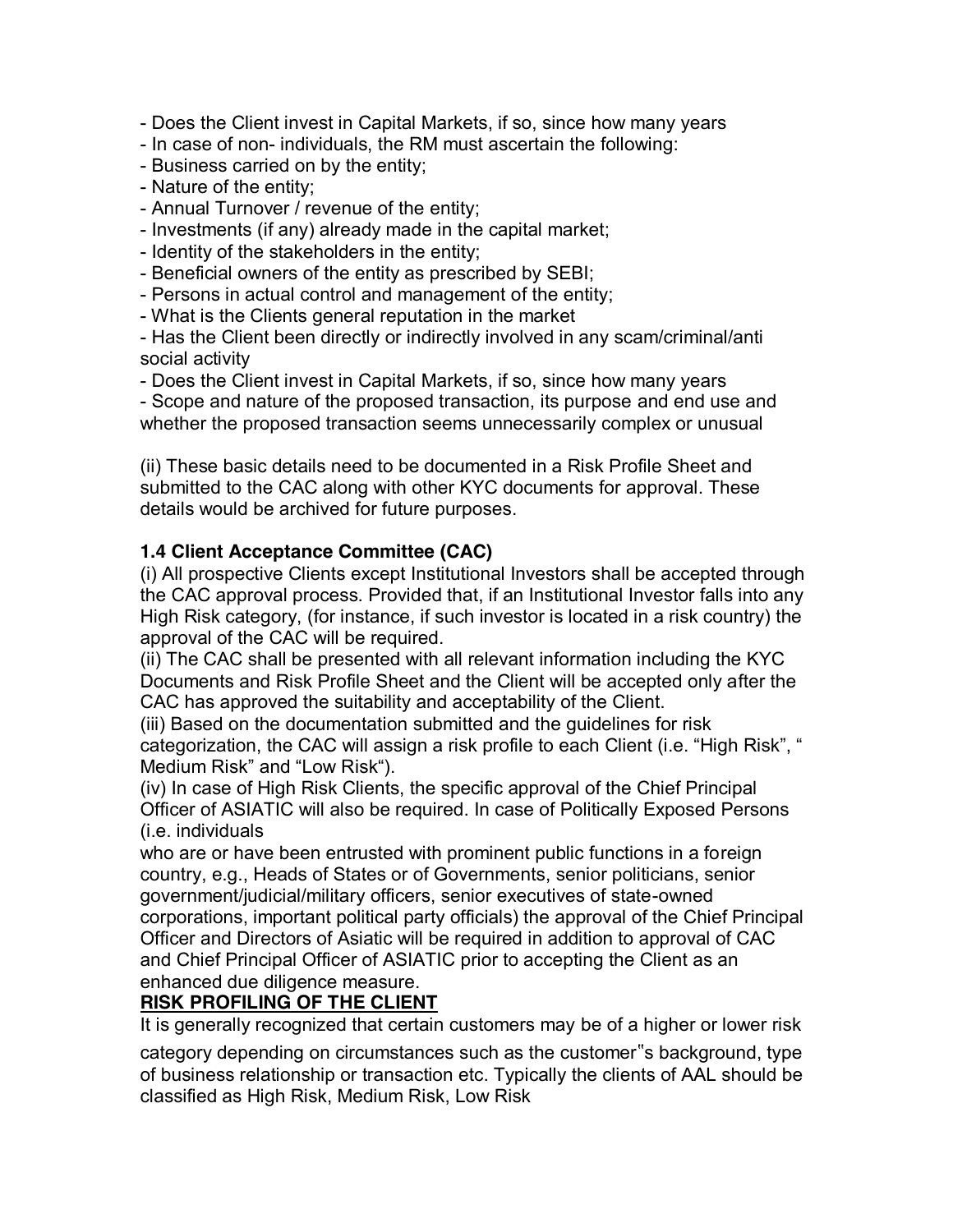- Does the Client invest in Capital Markets, if so, since how many years
- In case of non- individuals, the RM must ascertain the following:
- Business carried on by the entity;
- Nature of the entity;
- Annual Turnover / revenue of the entity;
- Investments (if any) already made in the capital market;
- Identity of the stakeholders in the entity;
- Beneficial owners of the entity as prescribed by SEBI;
- Persons in actual control and management of the entity;
- What is the Clients general reputation in the market
- Has the Client been directly or indirectly involved in any scam/criminal/anti social activity
- Does the Client invest in Capital Markets, if so, since how many years
- Scope and nature of the proposed transaction, its purpose and end use and whether the proposed transaction seems unnecessarily complex or unusual

(ii) These basic details need to be documented in a Risk Profile Sheet and submitted to the CAC along with other KYC documents for approval. These details would be archived for future purposes.

### 1.4 Client Acceptance Committee (CAC)

(i) All prospective Clients except Institutional Investors shall be accepted through the CAC approval process. Provided that, if an Institutional Investor falls into any High Risk category, (for instance, if such investor is located in a risk country) the approval of the CAC will be required.

(ii) The CAC shall be presented with all relevant information including the KYC Documents and Risk Profile Sheet and the Client will be accepted only after the CAC has approved the suitability and acceptability of the Client.

(iii) Based on the documentation submitted and the guidelines for risk categorization, the CAC will assign a risk profile to each Client (i.e. "High Risk", " Medium Risk" and "Low Risk").

(iv) In case of High Risk Clients, the specific approval of the Chief Principal Officer of ASIATIC will also be required. In case of Politically Exposed Persons (i.e. individuals who are or have been entrusted with prominent public functions in a foreign country, e.g., Heads of States or of Governments, senior politicians, senior government/judicial/military officers, senior executives of state-owned corporations, important political party officials) the approval of the Chief Principal Officer and Directors of Asiatic will be required in addition to approval of CAC and Chief Principal Officer of ASIATIC prior to accepting the Client as an enhanced due diligence measure.

**RISK PROFILING OF THE CLIENT**

It is generally recognized that certain customers may be of a higher or lower risk category depending on circumstances such as the customer"s background, type of business relationship or transaction etc. Typically the clients of AAL should be classified as High Risk, Medium Risk, Low Risk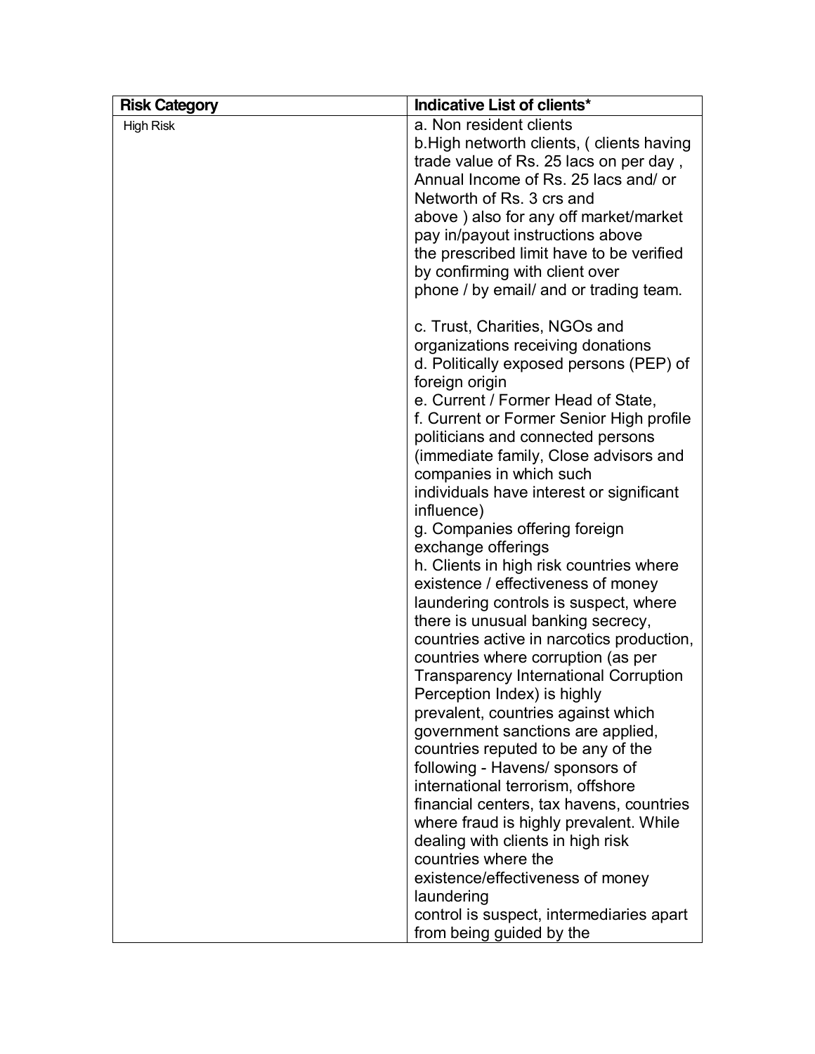| **Risk Category** | **Indicative List of clients*** |
|---|---|
| High Risk | a. Non resident clients<br>b.High networth clients, ( clients having trade value of Rs. 25 lacs on per day , Annual Income of Rs. 25 lacs and/ or Networth of Rs. 3 crs and above ) also for any off market/market pay in/payout instructions above the prescribed limit have to be verified by confirming with client over phone / by email/ and or trading team.<br><br>c. Trust, Charities, NGOs and organizations receiving donations<br>d. Politically exposed persons (PEP) of foreign origin<br>e. Current / Former Head of State,<br>f. Current or Former Senior High profile politicians and connected persons (immediate family, Close advisors and companies in which such individuals have interest or significant influence)<br>g. Companies offering foreign exchange offerings<br>h. Clients in high risk countries where existence / effectiveness of money laundering controls is suspect, where there is unusual banking secrecy, countries active in narcotics production, countries where corruption (as per Transparency International Corruption Perception Index) is highly prevalent, countries against which government sanctions are applied, countries reputed to be any of the following - Havens/ sponsors of international terrorism, offshore financial centers, tax havens, countries where fraud is highly prevalent. While dealing with clients in high risk countries where the existence/effectiveness of money laundering control is suspect, intermediaries apart from being guided by the |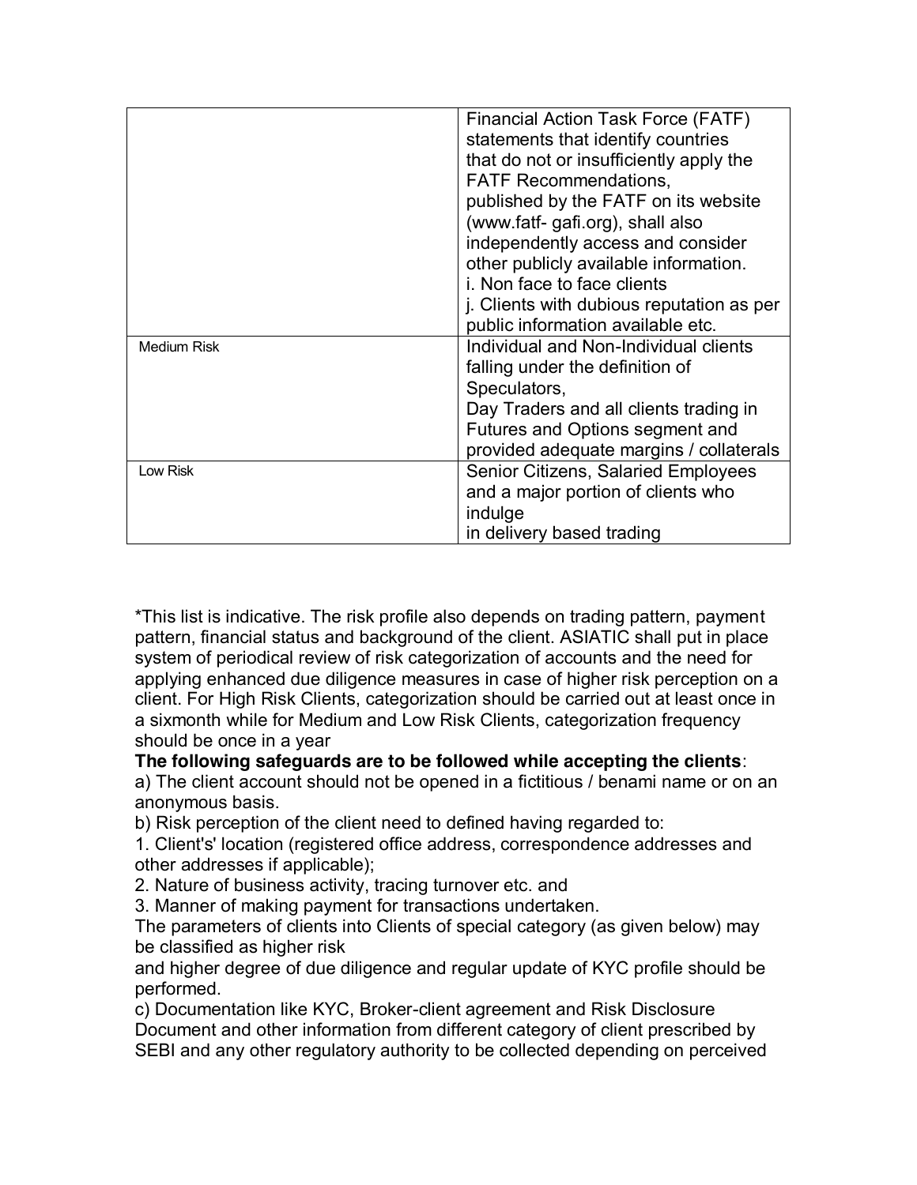| | |
|---|---|
| | Financial Action Task Force (FATF) statements that identify countries that do not or insufficiently apply the FATF Recommendations, published by the FATF on its website (www.fatf- gafi.org), shall also independently access and consider other publicly available information.<br>i. Non face to face clients<br>j. Clients with dubious reputation as per public information available etc. |
| Medium Risk | Individual and Non-Individual clients falling under the definition of Speculators,<br>Day Traders and all clients trading in Futures and Options segment and provided adequate margins / collaterals |
| Low Risk | Senior Citizens, Salaried Employees and a major portion of clients who indulge<br>in delivery based trading |

*This list is indicative. The risk profile also depends on trading pattern, payment pattern, financial status and background of the client. ASIATIC shall put in place system of periodical review of risk categorization of accounts and the need for applying enhanced due diligence measures in case of higher risk perception on a client. For High Risk Clients, categorization should be carried out at least once in a sixmonth while for Medium and Low Risk Clients, categorization frequency should be once in a year

**The following safeguards are to be followed while accepting the clients**:

a) The client account should not be opened in a fictitious / benami name or on an anonymous basis.

b) Risk perception of the client need to defined having regarded to:

1. Client's' location (registered office address, correspondence addresses and other addresses if applicable);
2. Nature of business activity, tracing turnover etc. and
3. Manner of making payment for transactions undertaken.

The parameters of clients into Clients of special category (as given below) may be classified as higher risk
and higher degree of due diligence and regular update of KYC profile should be performed.

c) Documentation like KYC, Broker-client agreement and Risk Disclosure Document and other information from different category of client prescribed by SEBI and any other regulatory authority to be collected depending on perceived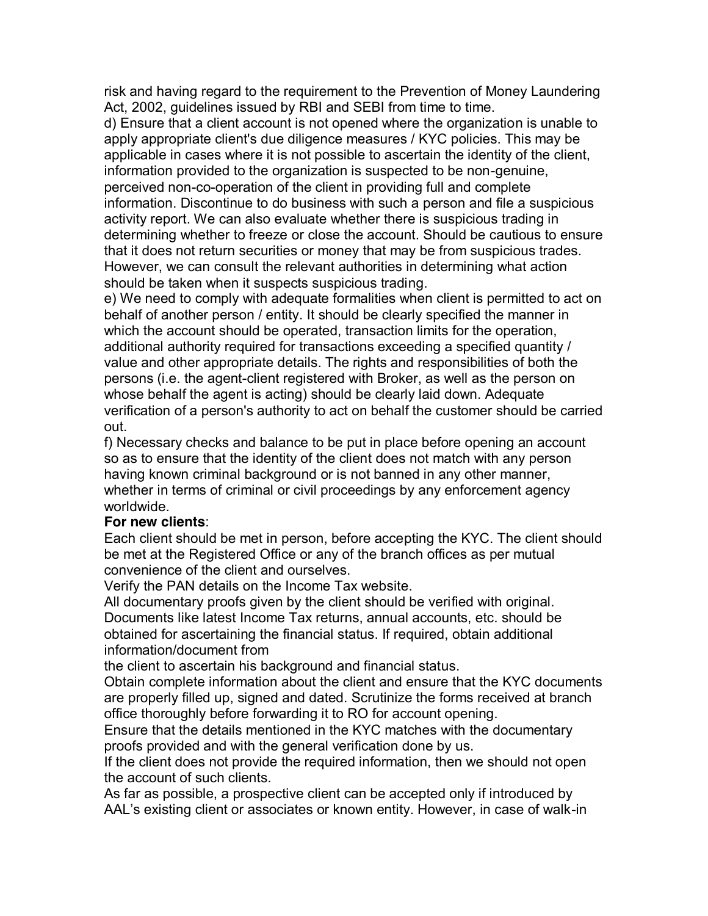risk and having regard to the requirement to the Prevention of Money Laundering Act, 2002, guidelines issued by RBI and SEBI from time to time.

d) Ensure that a client account is not opened where the organization is unable to apply appropriate client's due diligence measures / KYC policies. This may be applicable in cases where it is not possible to ascertain the identity of the client, information provided to the organization is suspected to be non-genuine, perceived non-co-operation of the client in providing full and complete information. Discontinue to do business with such a person and file a suspicious activity report. We can also evaluate whether there is suspicious trading in determining whether to freeze or close the account. Should be cautious to ensure that it does not return securities or money that may be from suspicious trades. However, we can consult the relevant authorities in determining what action should be taken when it suspects suspicious trading.

e) We need to comply with adequate formalities when client is permitted to act on behalf of another person / entity. It should be clearly specified the manner in which the account should be operated, transaction limits for the operation, additional authority required for transactions exceeding a specified quantity / value and other appropriate details. The rights and responsibilities of both the persons (i.e. the agent-client registered with Broker, as well as the person on whose behalf the agent is acting) should be clearly laid down. Adequate verification of a person's authority to act on behalf the customer should be carried out.

f) Necessary checks and balance to be put in place before opening an account so as to ensure that the identity of the client does not match with any person having known criminal background or is not banned in any other manner, whether in terms of criminal or civil proceedings by any enforcement agency worldwide.

**For new clients**:

Each client should be met in person, before accepting the KYC. The client should be met at the Registered Office or any of the branch offices as per mutual convenience of the client and ourselves.

Verify the PAN details on the Income Tax website.

All documentary proofs given by the client should be verified with original. Documents like latest Income Tax returns, annual accounts, etc. should be obtained for ascertaining the financial status. If required, obtain additional information/document from
the client to ascertain his background and financial status.

Obtain complete information about the client and ensure that the KYC documents are properly filled up, signed and dated. Scrutinize the forms received at branch office thoroughly before forwarding it to RO for account opening.

Ensure that the details mentioned in the KYC matches with the documentary proofs provided and with the general verification done by us.

If the client does not provide the required information, then we should not open the account of such clients.

As far as possible, a prospective client can be accepted only if introduced by AAL's existing client or associates or known entity. However, in case of walk-in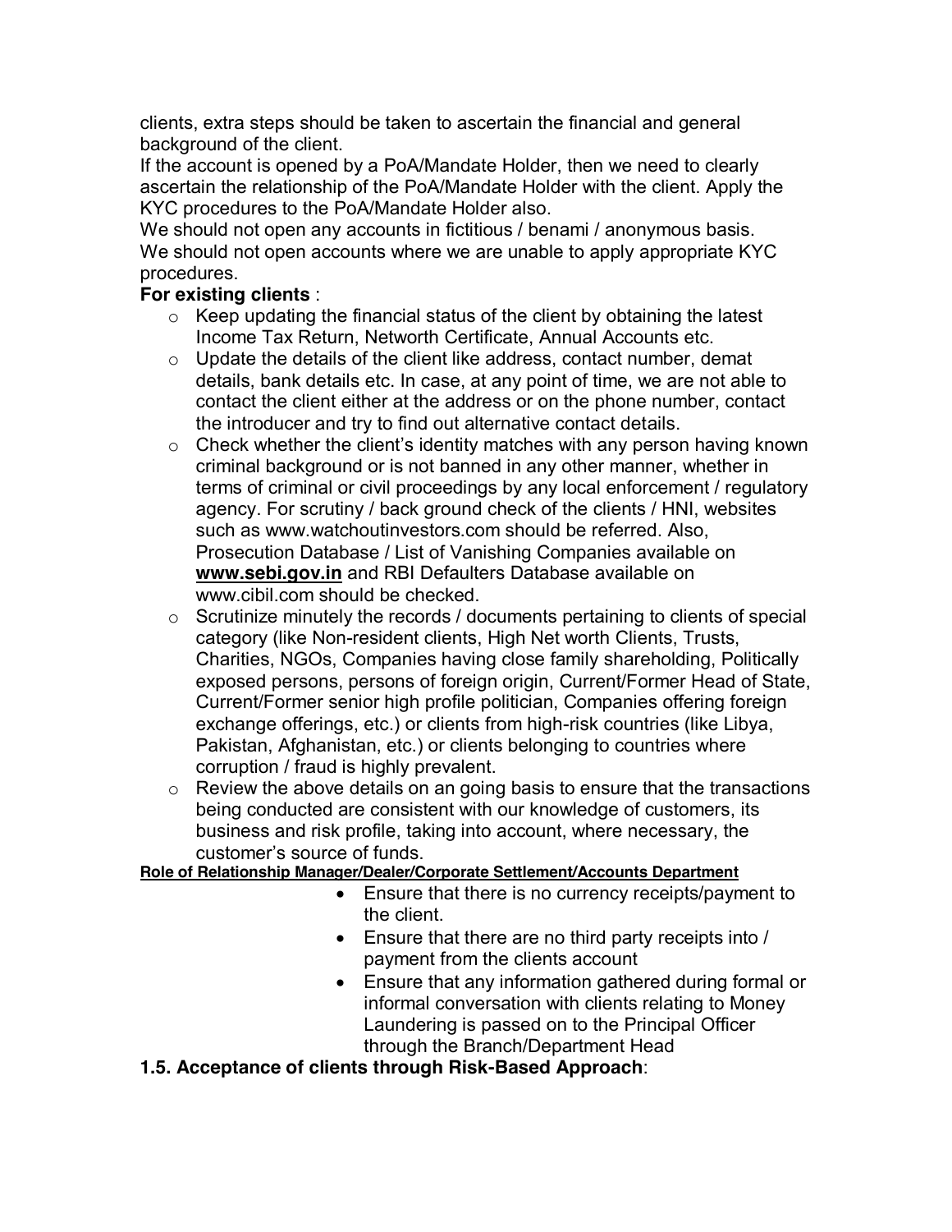clients, extra steps should be taken to ascertain the financial and general background of the client.

If the account is opened by a PoA/Mandate Holder, then we need to clearly ascertain the relationship of the PoA/Mandate Holder with the client. Apply the KYC procedures to the PoA/Mandate Holder also.

We should not open any accounts in fictitious / benami / anonymous basis.

We should not open accounts where we are unable to apply appropriate KYC procedures.

**For existing clients** :

- Keep updating the financial status of the client by obtaining the latest Income Tax Return, Networth Certificate, Annual Accounts etc.
- Update the details of the client like address, contact number, demat details, bank details etc. In case, at any point of time, we are not able to contact the client either at the address or on the phone number, contact the introducer and try to find out alternative contact details.
- Check whether the client's identity matches with any person having known criminal background or is not banned in any other manner, whether in terms of criminal or civil proceedings by any local enforcement / regulatory agency. For scrutiny / back ground check of the clients / HNI, websites such as www.watchoutinvestors.com should be referred. Also, Prosecution Database / List of Vanishing Companies available on **www.sebi.gov.in** and RBI Defaulters Database available on www.cibil.com should be checked.
- Scrutinize minutely the records / documents pertaining to clients of special category (like Non-resident clients, High Net worth Clients, Trusts, Charities, NGOs, Companies having close family shareholding, Politically exposed persons, persons of foreign origin, Current/Former Head of State, Current/Former senior high profile politician, Companies offering foreign exchange offerings, etc.) or clients from high-risk countries (like Libya, Pakistan, Afghanistan, etc.) or clients belonging to countries where corruption / fraud is highly prevalent.
- Review the above details on an going basis to ensure that the transactions being conducted are consistent with our knowledge of customers, its business and risk profile, taking into account, where necessary, the customer's source of funds.

**Role of Relationship Manager/Dealer/Corporate Settlement/Accounts Department**

- Ensure that there is no currency receipts/payment to the client.
- Ensure that there are no third party receipts into / payment from the clients account
- Ensure that any information gathered during formal or informal conversation with clients relating to Money Laundering is passed on to the Principal Officer through the Branch/Department Head

**1.5. Acceptance of clients through Risk-Based Approach**: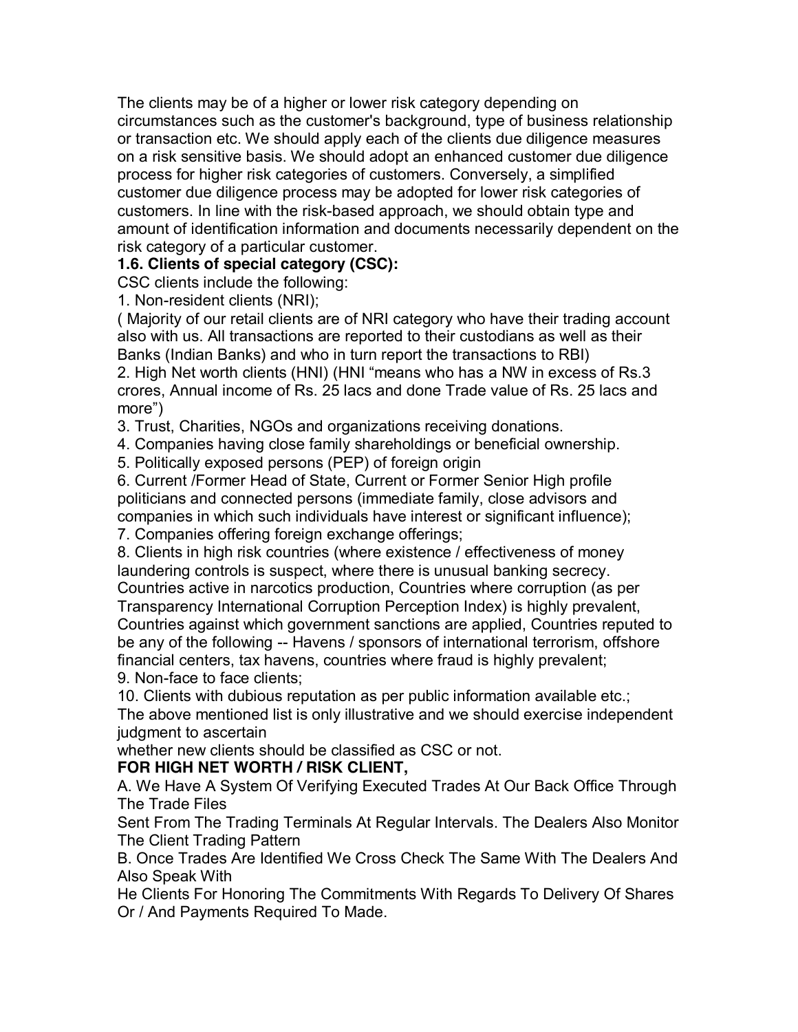The clients may be of a higher or lower risk category depending on circumstances such as the customer's background, type of business relationship or transaction etc. We should apply each of the clients due diligence measures on a risk sensitive basis. We should adopt an enhanced customer due diligence process for higher risk categories of customers. Conversely, a simplified customer due diligence process may be adopted for lower risk categories of customers. In line with the risk-based approach, we should obtain type and amount of identification information and documents necessarily dependent on the risk category of a particular customer.

**1.6. Clients of special category (CSC):**

CSC clients include the following:

1. Non-resident clients (NRI);

( Majority of our retail clients are of NRI category who have their trading account also with us. All transactions are reported to their custodians as well as their Banks (Indian Banks) and who in turn report the transactions to RBI)

2. High Net worth clients (HNI) (HNI “means who has a NW in excess of Rs.3 crores, Annual income of Rs. 25 lacs and done Trade value of Rs. 25 lacs and more”)
3. Trust, Charities, NGOs and organizations receiving donations.
4. Companies having close family shareholdings or beneficial ownership.
5. Politically exposed persons (PEP) of foreign origin
6. Current /Former Head of State, Current or Former Senior High profile politicians and connected persons (immediate family, close advisors and companies in which such individuals have interest or significant influence);
7. Companies offering foreign exchange offerings;
8. Clients in high risk countries (where existence / effectiveness of money laundering controls is suspect, where there is unusual banking secrecy. Countries active in narcotics production, Countries where corruption (as per Transparency International Corruption Perception Index) is highly prevalent, Countries against which government sanctions are applied, Countries reputed to be any of the following -- Havens / sponsors of international terrorism, offshore financial centers, tax havens, countries where fraud is highly prevalent;
9. Non-face to face clients;
10. Clients with dubious reputation as per public information available etc.;

The above mentioned list is only illustrative and we should exercise independent judgment to ascertain whether new clients should be classified as CSC or not.

**FOR HIGH NET WORTH / RISK CLIENT,**

A. We Have A System Of Verifying Executed Trades At Our Back Office Through The Trade Files Sent From The Trading Terminals At Regular Intervals. The Dealers Also Monitor The Client Trading Pattern

B. Once Trades Are Identified We Cross Check The Same With The Dealers And Also Speak With He Clients For Honoring The Commitments With Regards To Delivery Of Shares Or / And Payments Required To Made.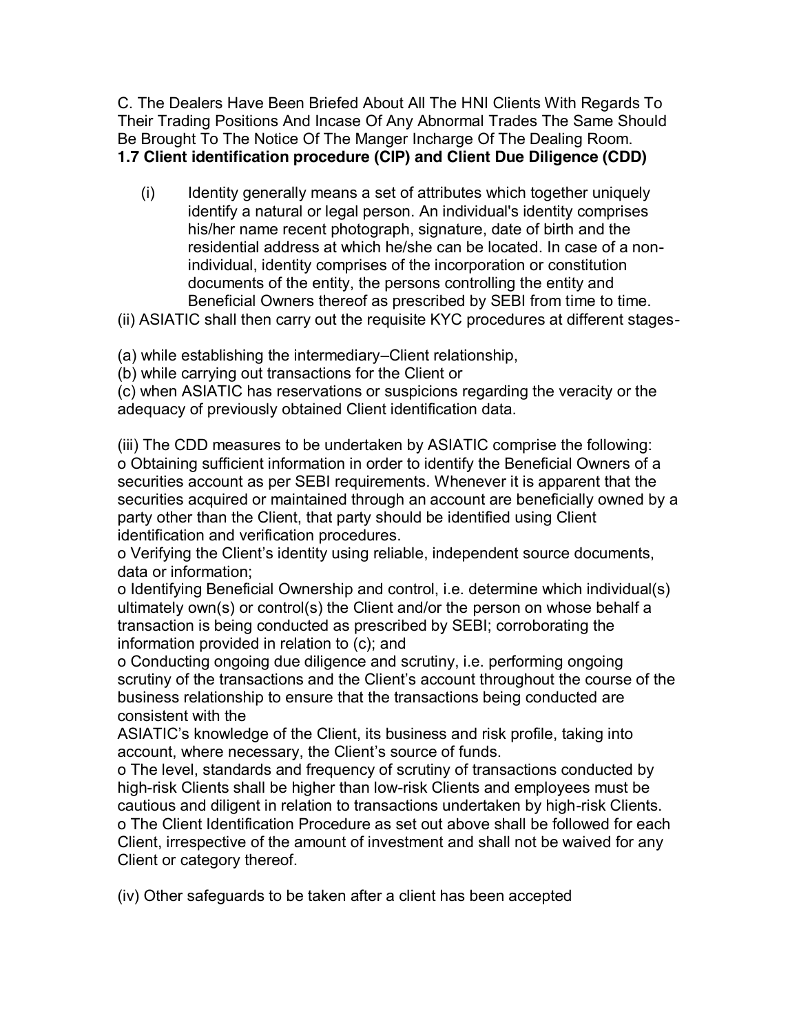C. The Dealers Have Been Briefed About All The HNI Clients With Regards To Their Trading Positions And Incase Of Any Abnormal Trades The Same Should Be Brought To The Notice Of The Manger Incharge Of The Dealing Room.

**1.7 Client identification procedure (CIP) and Client Due Diligence (CDD)**

(i) Identity generally means a set of attributes which together uniquely identify a natural or legal person. An individual's identity comprises his/her name recent photograph, signature, date of birth and the residential address at which he/she can be located. In case of a non-individual, identity comprises of the incorporation or constitution documents of the entity, the persons controlling the entity and Beneficial Owners thereof as prescribed by SEBI from time to time.

(ii) ASIATIC shall then carry out the requisite KYC procedures at different stages-

(a) while establishing the intermediary–Client relationship,
(b) while carrying out transactions for the Client or
(c) when ASIATIC has reservations or suspicions regarding the veracity or the adequacy of previously obtained Client identification data.

(iii) The CDD measures to be undertaken by ASIATIC comprise the following:

o Obtaining sufficient information in order to identify the Beneficial Owners of a securities account as per SEBI requirements. Whenever it is apparent that the securities acquired or maintained through an account are beneficially owned by a party other than the Client, that party should be identified using Client identification and verification procedures.

o Verifying the Client's identity using reliable, independent source documents, data or information;

o Identifying Beneficial Ownership and control, i.e. determine which individual(s) ultimately own(s) or control(s) the Client and/or the person on whose behalf a transaction is being conducted as prescribed by SEBI; corroborating the information provided in relation to (c); and

o Conducting ongoing due diligence and scrutiny, i.e. performing ongoing scrutiny of the transactions and the Client's account throughout the course of the business relationship to ensure that the transactions being conducted are consistent with the ASIATIC's knowledge of the Client, its business and risk profile, taking into account, where necessary, the Client's source of funds.

o The level, standards and frequency of scrutiny of transactions conducted by high-risk Clients shall be higher than low-risk Clients and employees must be cautious and diligent in relation to transactions undertaken by high-risk Clients.

o The Client Identification Procedure as set out above shall be followed for each Client, irrespective of the amount of investment and shall not be waived for any Client or category thereof.

(iv) Other safeguards to be taken after a client has been accepted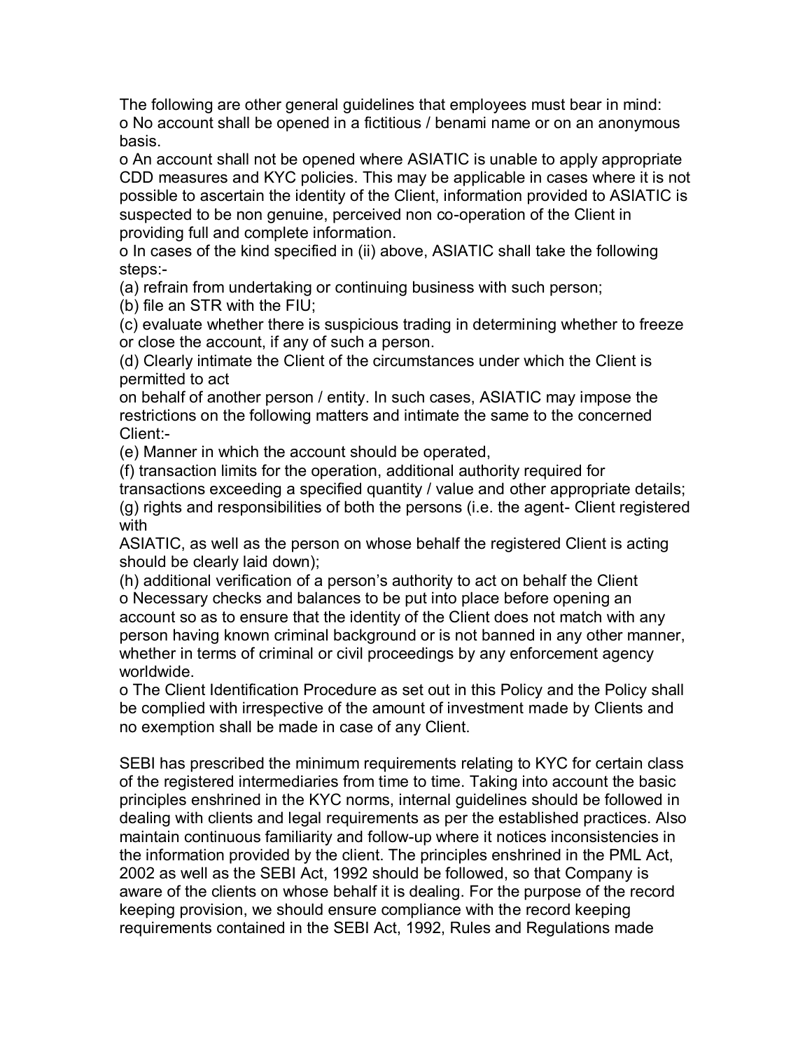The following are other general guidelines that employees must bear in mind:

o No account shall be opened in a fictitious / benami name or on an anonymous basis.

o An account shall not be opened where ASIATIC is unable to apply appropriate CDD measures and KYC policies. This may be applicable in cases where it is not possible to ascertain the identity of the Client, information provided to ASIATIC is suspected to be non genuine, perceived non co-operation of the Client in providing full and complete information.

o In cases of the kind specified in (ii) above, ASIATIC shall take the following steps:-

(a) refrain from undertaking or continuing business with such person;

(b) file an STR with the FIU;

(c) evaluate whether there is suspicious trading in determining whether to freeze or close the account, if any of such a person.

(d) Clearly intimate the Client of the circumstances under which the Client is permitted to act on behalf of another person / entity. In such cases, ASIATIC may impose the restrictions on the following matters and intimate the same to the concerned Client:-

(e) Manner in which the account should be operated,

(f) transaction limits for the operation, additional authority required for transactions exceeding a specified quantity / value and other appropriate details;

(g) rights and responsibilities of both the persons (i.e. the agent- Client registered with ASIATIC, as well as the person on whose behalf the registered Client is acting should be clearly laid down);

(h) additional verification of a person's authority to act on behalf the Client

o Necessary checks and balances to be put into place before opening an account so as to ensure that the identity of the Client does not match with any person having known criminal background or is not banned in any other manner, whether in terms of criminal or civil proceedings by any enforcement agency worldwide.

o The Client Identification Procedure as set out in this Policy and the Policy shall be complied with irrespective of the amount of investment made by Clients and no exemption shall be made in case of any Client.

SEBI has prescribed the minimum requirements relating to KYC for certain class of the registered intermediaries from time to time. Taking into account the basic principles enshrined in the KYC norms, internal guidelines should be followed in dealing with clients and legal requirements as per the established practices. Also maintain continuous familiarity and follow-up where it notices inconsistencies in the information provided by the client. The principles enshrined in the PML Act, 2002 as well as the SEBI Act, 1992 should be followed, so that Company is aware of the clients on whose behalf it is dealing. For the purpose of the record keeping provision, we should ensure compliance with the record keeping requirements contained in the SEBI Act, 1992, Rules and Regulations made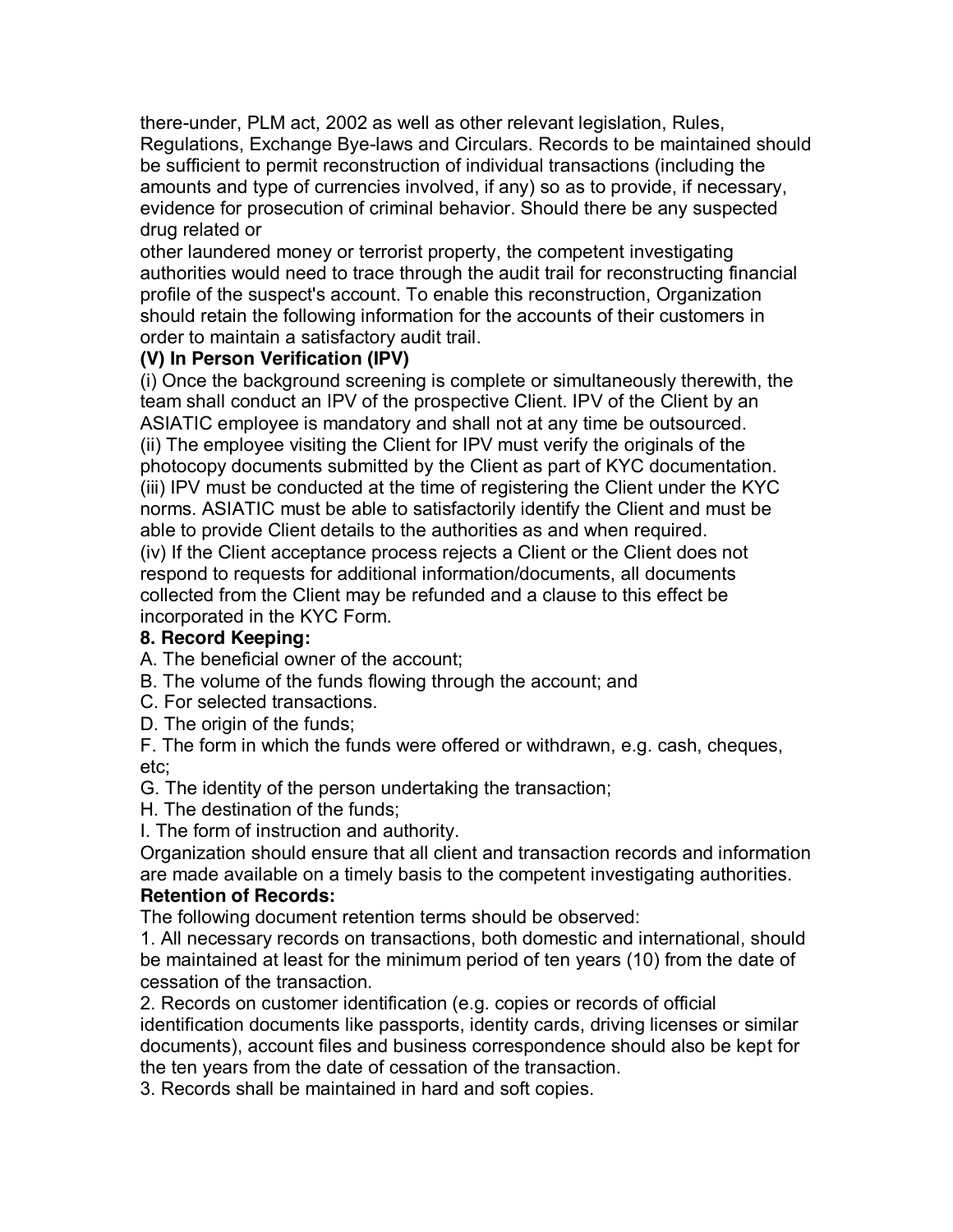there-under, PLM act, 2002 as well as other relevant legislation, Rules, Regulations, Exchange Bye-laws and Circulars. Records to be maintained should be sufficient to permit reconstruction of individual transactions (including the amounts and type of currencies involved, if any) so as to provide, if necessary, evidence for prosecution of criminal behavior. Should there be any suspected drug related or
other laundered money or terrorist property, the competent investigating authorities would need to trace through the audit trail for reconstructing financial profile of the suspect's account. To enable this reconstruction, Organization should retain the following information for the accounts of their customers in order to maintain a satisfactory audit trail.

**(V) In Person Verification (IPV)**

(i) Once the background screening is complete or simultaneously therewith, the team shall conduct an IPV of the prospective Client. IPV of the Client by an ASIATIC employee is mandatory and shall not at any time be outsourced.
(ii) The employee visiting the Client for IPV must verify the originals of the photocopy documents submitted by the Client as part of KYC documentation.
(iii) IPV must be conducted at the time of registering the Client under the KYC norms. ASIATIC must be able to satisfactorily identify the Client and must be able to provide Client details to the authorities as and when required.
(iv) If the Client acceptance process rejects a Client or the Client does not respond to requests for additional information/documents, all documents collected from the Client may be refunded and a clause to this effect be incorporated in the KYC Form.

**8. Record Keeping:**

A. The beneficial owner of the account;
B. The volume of the funds flowing through the account; and
C. For selected transactions.
D. The origin of the funds;
F. The form in which the funds were offered or withdrawn, e.g. cash, cheques, etc;
G. The identity of the person undertaking the transaction;
H. The destination of the funds;
I. The form of instruction and authority.

Organization should ensure that all client and transaction records and information are made available on a timely basis to the competent investigating authorities.

**Retention of Records:**

The following document retention terms should be observed:

1. All necessary records on transactions, both domestic and international, should be maintained at least for the minimum period of ten years (10) from the date of cessation of the transaction.
2. Records on customer identification (e.g. copies or records of official identification documents like passports, identity cards, driving licenses or similar documents), account files and business correspondence should also be kept for the ten years from the date of cessation of the transaction.
3. Records shall be maintained in hard and soft copies.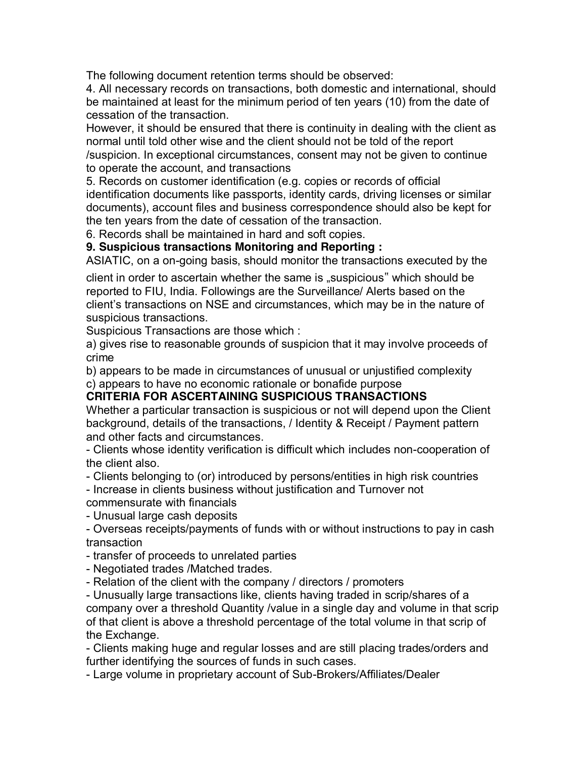The following document retention terms should be observed:

4. All necessary records on transactions, both domestic and international, should be maintained at least for the minimum period of ten years (10) from the date of cessation of the transaction.

However, it should be ensured that there is continuity in dealing with the client as normal until told other wise and the client should not be told of the report /suspicion. In exceptional circumstances, consent may not be given to continue to operate the account, and transactions

5. Records on customer identification (e.g. copies or records of official identification documents like passports, identity cards, driving licenses or similar documents), account files and business correspondence should also be kept for the ten years from the date of cessation of the transaction.

6. Records shall be maintained in hard and soft copies.

**9. Suspicious transactions Monitoring and Reporting :**

ASIATIC, on a on-going basis, should monitor the transactions executed by the client in order to ascertain whether the same is „suspicious" which should be reported to FIU, India. Followings are the Surveillance/ Alerts based on the client's transactions on NSE and circumstances, which may be in the nature of suspicious transactions.

Suspicious Transactions are those which :

a) gives rise to reasonable grounds of suspicion that it may involve proceeds of crime

b) appears to be made in circumstances of unusual or unjustified complexity

c) appears to have no economic rationale or bonafide purpose

**CRITERIA FOR ASCERTAINING SUSPICIOUS TRANSACTIONS**

Whether a particular transaction is suspicious or not will depend upon the Client background, details of the transactions, / Identity & Receipt / Payment pattern and other facts and circumstances.

- Clients whose identity verification is difficult which includes non-cooperation of the client also.
- Clients belonging to (or) introduced by persons/entities in high risk countries
- Increase in clients business without justification and Turnover not commensurate with financials
- Unusual large cash deposits
- Overseas receipts/payments of funds with or without instructions to pay in cash transaction
- transfer of proceeds to unrelated parties
- Negotiated trades /Matched trades.
- Relation of the client with the company / directors / promoters
- Unusually large transactions like, clients having traded in scrip/shares of a company over a threshold Quantity /value in a single day and volume in that scrip of that client is above a threshold percentage of the total volume in that scrip of the Exchange.
- Clients making huge and regular losses and are still placing trades/orders and further identifying the sources of funds in such cases.
- Large volume in proprietary account of Sub-Brokers/Affiliates/Dealer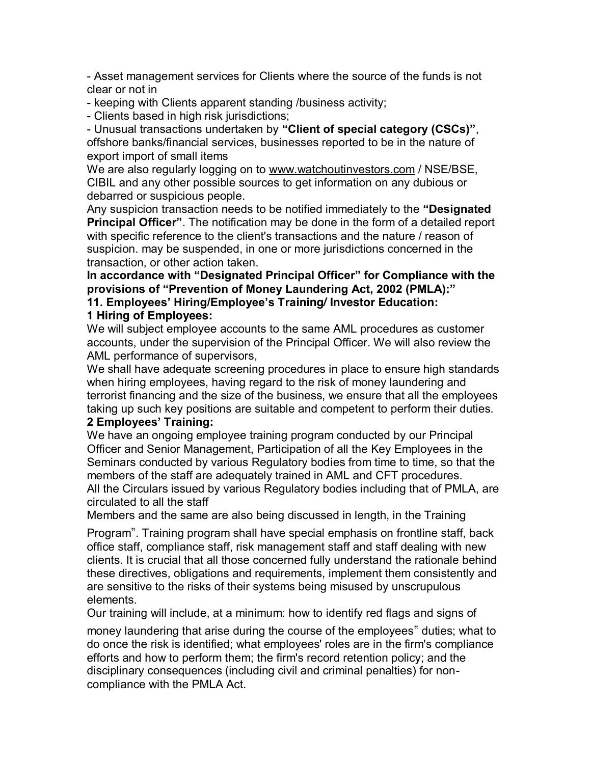- Asset management services for Clients where the source of the funds is not clear or not in
- keeping with Clients apparent standing /business activity;
- Clients based in high risk jurisdictions;
- Unusual transactions undertaken by **"Client of special category (CSCs)"**, offshore banks/financial services, businesses reported to be in the nature of export import of small items

We are also regularly logging on to www.watchoutinvestors.com / NSE/BSE, CIBIL and any other possible sources to get information on any dubious or debarred or suspicious people.

Any suspicion transaction needs to be notified immediately to the **"Designated Principal Officer"**. The notification may be done in the form of a detailed report with specific reference to the client's transactions and the nature / reason of suspicion. may be suspended, in one or more jurisdictions concerned in the transaction, or other action taken.

**In accordance with "Designated Principal Officer" for Compliance with the provisions of "Prevention of Money Laundering Act, 2002 (PMLA):"**

**11. Employees' Hiring/Employee's Training/ Investor Education:**

**1 Hiring of Employees:**

We will subject employee accounts to the same AML procedures as customer accounts, under the supervision of the Principal Officer. We will also review the AML performance of supervisors,

We shall have adequate screening procedures in place to ensure high standards when hiring employees, having regard to the risk of money laundering and terrorist financing and the size of the business, we ensure that all the employees taking up such key positions are suitable and competent to perform their duties.

**2 Employees' Training:**

We have an ongoing employee training program conducted by our Principal Officer and Senior Management, Participation of all the Key Employees in the Seminars conducted by various Regulatory bodies from time to time, so that the members of the staff are adequately trained in AML and CFT procedures.

All the Circulars issued by various Regulatory bodies including that of PMLA, are circulated to all the staff

Members and the same are also being discussed in length, in the Training

Program". Training program shall have special emphasis on frontline staff, back office staff, compliance staff, risk management staff and staff dealing with new clients. It is crucial that all those concerned fully understand the rationale behind these directives, obligations and requirements, implement them consistently and are sensitive to the risks of their systems being misused by unscrupulous elements.

Our training will include, at a minimum: how to identify red flags and signs of

money laundering that arise during the course of the employees" duties; what to do once the risk is identified; what employees' roles are in the firm's compliance efforts and how to perform them; the firm's record retention policy; and the disciplinary consequences (including civil and criminal penalties) for non-compliance with the PMLA Act.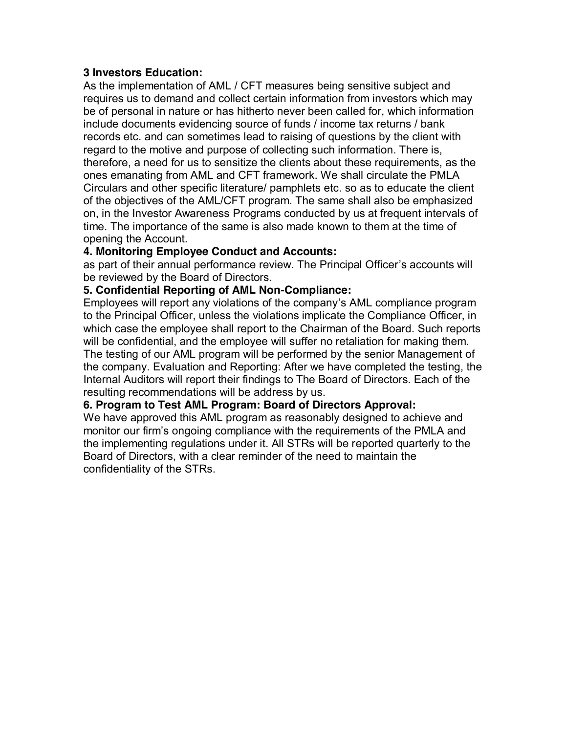**3 Investors Education:**

As the implementation of AML / CFT measures being sensitive subject and requires us to demand and collect certain information from investors which may be of personal in nature or has hitherto never been called for, which information include documents evidencing source of funds / income tax returns / bank records etc. and can sometimes lead to raising of questions by the client with regard to the motive and purpose of collecting such information. There is, therefore, a need for us to sensitize the clients about these requirements, as the ones emanating from AML and CFT framework. We shall circulate the PMLA Circulars and other specific literature/ pamphlets etc. so as to educate the client of the objectives of the AML/CFT program. The same shall also be emphasized on, in the Investor Awareness Programs conducted by us at frequent intervals of time. The importance of the same is also made known to them at the time of opening the Account.

**4. Monitoring Employee Conduct and Accounts:**

as part of their annual performance review. The Principal Officer's accounts will be reviewed by the Board of Directors.

**5. Confidential Reporting of AML Non-Compliance:**

Employees will report any violations of the company's AML compliance program to the Principal Officer, unless the violations implicate the Compliance Officer, in which case the employee shall report to the Chairman of the Board. Such reports will be confidential, and the employee will suffer no retaliation for making them. The testing of our AML program will be performed by the senior Management of the company. Evaluation and Reporting: After we have completed the testing, the Internal Auditors will report their findings to The Board of Directors. Each of the resulting recommendations will be address by us.

**6. Program to Test AML Program: Board of Directors Approval:**

We have approved this AML program as reasonably designed to achieve and monitor our firm's ongoing compliance with the requirements of the PMLA and the implementing regulations under it. All STRs will be reported quarterly to the Board of Directors, with a clear reminder of the need to maintain the confidentiality of the STRs.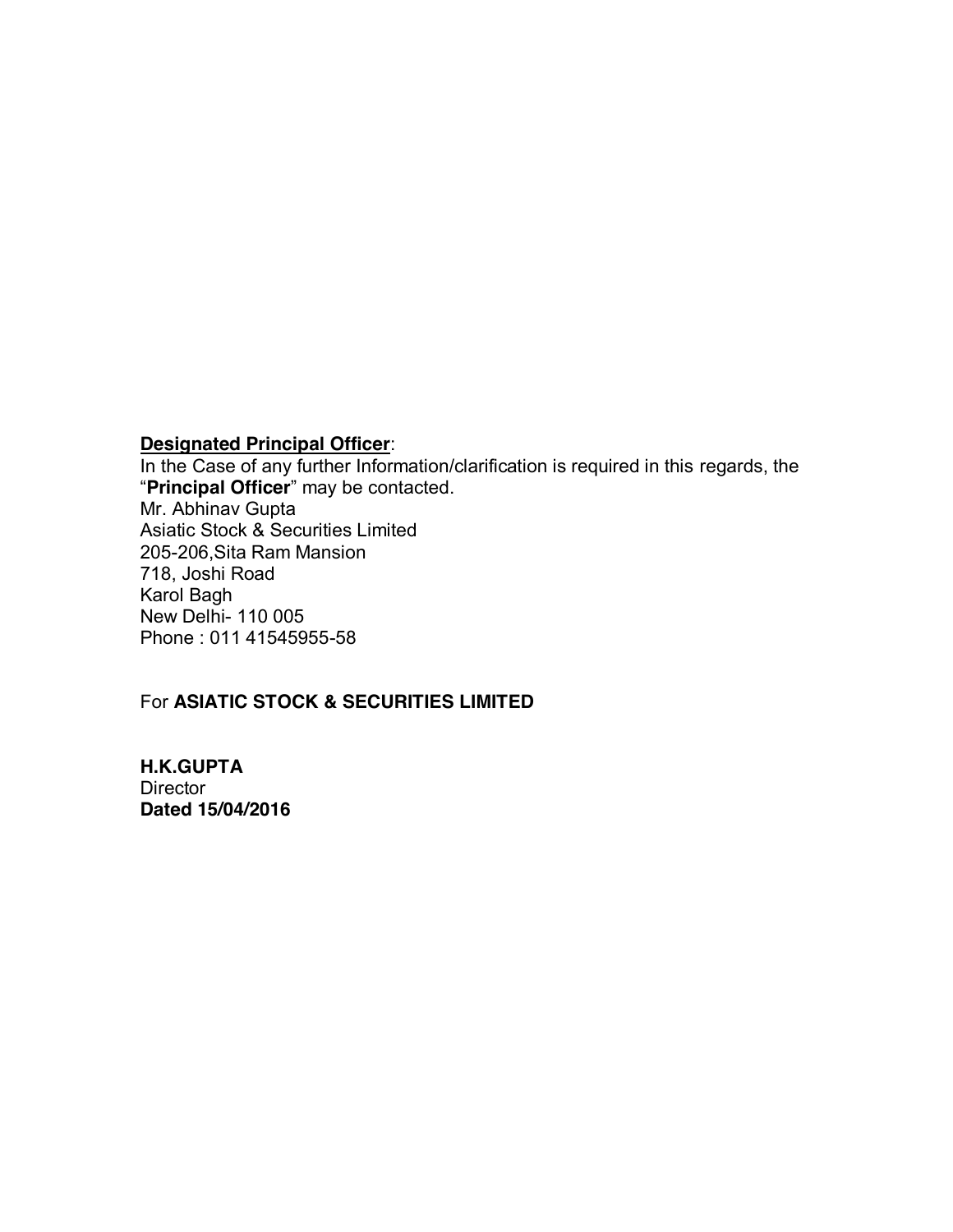**<u>Designated Principal Officer</u>**:

In the Case of any further Information/clarification is required in this regards, the "**Principal Officer**" may be contacted.

Mr. Abhinav Gupta
Asiatic Stock & Securities Limited
205-206,Sita Ram Mansion
718, Joshi Road
Karol Bagh
New Delhi- 110 005
Phone : 011 41545955-58

For **ASIATIC STOCK & SECURITIES LIMITED**

**H.K.GUPTA**
Director
**Dated 15/04/2016**